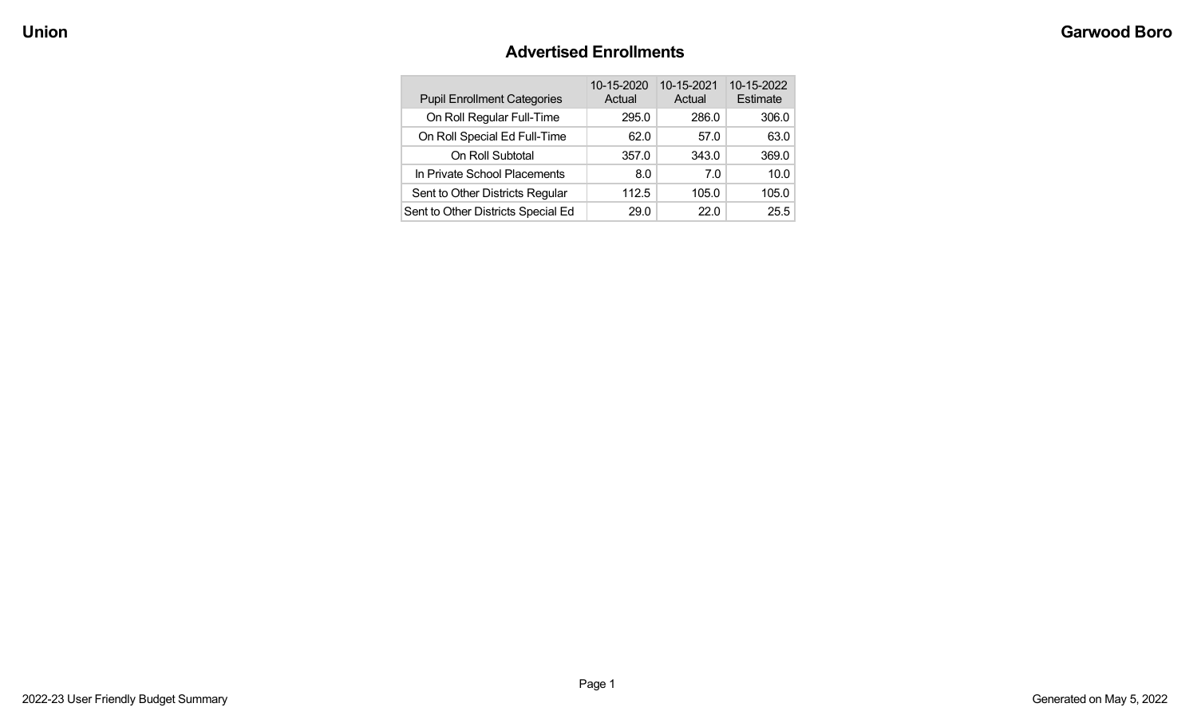## Advertised Enrollments

| Pupil Enrollment Categories | 10-15-2020 Actual | 10-15-2021 Actual | 10-15-2022 Estimate |
|---|---|---|---|
| On Roll Regular Full-Time | 295.0 | 286.0 | 306.0 |
| On Roll Special Ed Full-Time | 62.0 | 57.0 | 63.0 |
| On Roll Subtotal | 357.0 | 343.0 | 369.0 |
| In Private School Placements | 8.0 | 7.0 | 10.0 |
| Sent to Other Districts Regular | 112.5 | 105.0 | 105.0 |
| Sent to Other Districts Special Ed | 29.0 | 22.0 | 25.5 |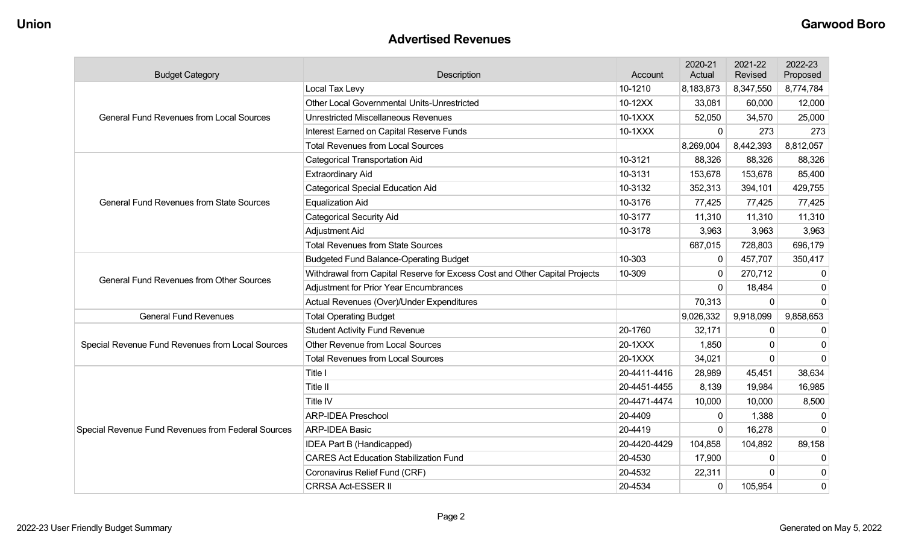Union

Garwood Boro

## Advertised Revenues

| Budget Category | Description | Account | 2020-21 Actual | 2021-22 Revised | 2022-23 Proposed |
|---|---|---|---|---|---|
| General Fund Revenues from Local Sources | Local Tax Levy | 10-1210 | 8,183,873 | 8,347,550 | 8,774,784 |
| | Other Local Governmental Units-Unrestricted | 10-12XX | 33,081 | 60,000 | 12,000 |
| | Unrestricted Miscellaneous Revenues | 10-1XXX | 52,050 | 34,570 | 25,000 |
| | Interest Earned on Capital Reserve Funds | 10-1XXX | 0 | 273 | 273 |
| | Total Revenues from Local Sources | | 8,269,004 | 8,442,393 | 8,812,057 |
| General Fund Revenues from State Sources | Categorical Transportation Aid | 10-3121 | 88,326 | 88,326 | 88,326 |
| | Extraordinary Aid | 10-3131 | 153,678 | 153,678 | 85,400 |
| | Categorical Special Education Aid | 10-3132 | 352,313 | 394,101 | 429,755 |
| | Equalization Aid | 10-3176 | 77,425 | 77,425 | 77,425 |
| | Categorical Security Aid | 10-3177 | 11,310 | 11,310 | 11,310 |
| | Adjustment Aid | 10-3178 | 3,963 | 3,963 | 3,963 |
| | Total Revenues from State Sources | | 687,015 | 728,803 | 696,179 |
| General Fund Revenues from Other Sources | Budgeted Fund Balance-Operating Budget | 10-303 | 0 | 457,707 | 350,417 |
| | Withdrawal from Capital Reserve for Excess Cost and Other Capital Projects | 10-309 | 0 | 270,712 | 0 |
| | Adjustment for Prior Year Encumbrances | | 0 | 18,484 | 0 |
| | Actual Revenues (Over)/Under Expenditures | | 70,313 | 0 | 0 |
| General Fund Revenues | Total Operating Budget | | 9,026,332 | 9,918,099 | 9,858,653 |
| Special Revenue Fund Revenues from Local Sources | Student Activity Fund Revenue | 20-1760 | 32,171 | 0 | 0 |
| | Other Revenue from Local Sources | 20-1XXX | 1,850 | 0 | 0 |
| | Total Revenues from Local Sources | 20-1XXX | 34,021 | 0 | 0 |
| Special Revenue Fund Revenues from Federal Sources | Title I | 20-4411-4416 | 28,989 | 45,451 | 38,634 |
| | Title II | 20-4451-4455 | 8,139 | 19,984 | 16,985 |
| | Title IV | 20-4471-4474 | 10,000 | 10,000 | 8,500 |
| | ARP-IDEA Preschool | 20-4409 | 0 | 1,388 | 0 |
| | ARP-IDEA Basic | 20-4419 | 0 | 16,278 | 0 |
| | IDEA Part B (Handicapped) | 20-4420-4429 | 104,858 | 104,892 | 89,158 |
| | CARES Act Education Stabilization Fund | 20-4530 | 17,900 | 0 | 0 |
| | Coronavirus Relief Fund (CRF) | 20-4532 | 22,311 | 0 | 0 |
| | CRRSA Act-ESSER II | 20-4534 | 0 | 105,954 | 0 |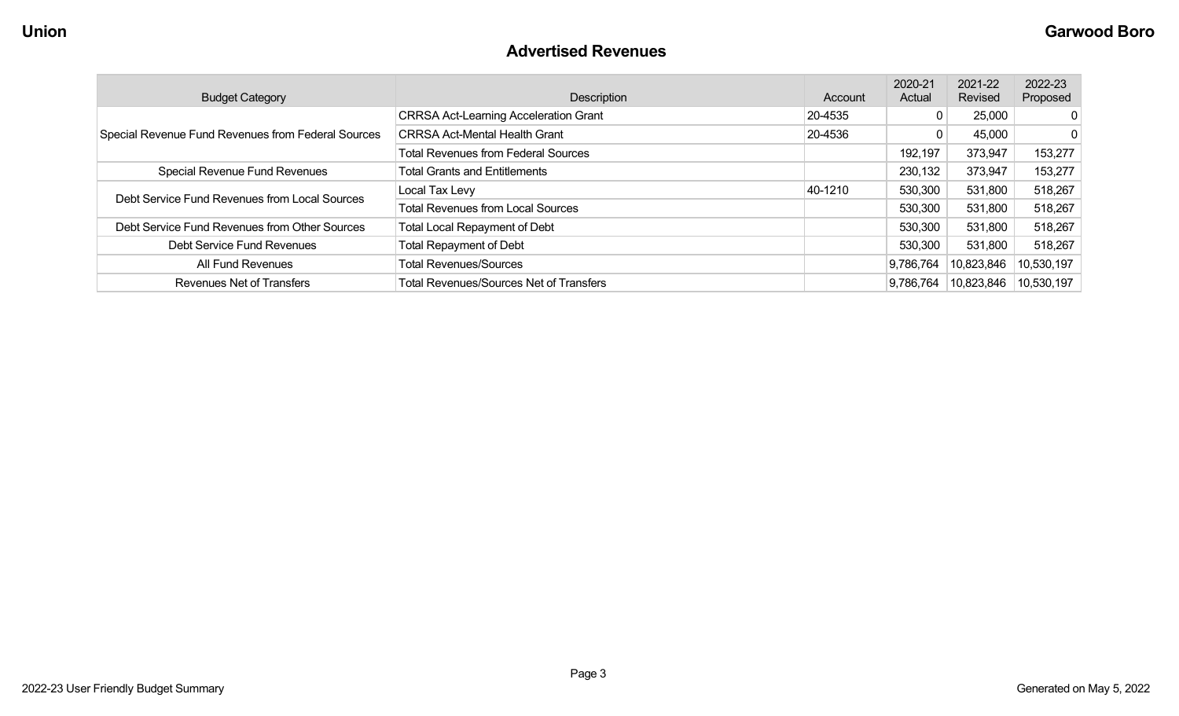## Advertised Revenues

| Budget Category | Description | Account | 2020-21 Actual | 2021-22 Revised | 2022-23 Proposed |
|---|---|---|---|---|---|
| Special Revenue Fund Revenues from Federal Sources | CRRSA Act-Learning Acceleration Grant | 20-4535 | 0 | 25,000 | 0 |
| | CRRSA Act-Mental Health Grant | 20-4536 | 0 | 45,000 | 0 |
| | Total Revenues from Federal Sources | | 192,197 | 373,947 | 153,277 |
| Special Revenue Fund Revenues | Total Grants and Entitlements | | 230,132 | 373,947 | 153,277 |
| Debt Service Fund Revenues from Local Sources | Local Tax Levy | 40-1210 | 530,300 | 531,800 | 518,267 |
| | Total Revenues from Local Sources | | 530,300 | 531,800 | 518,267 |
| Debt Service Fund Revenues from Other Sources | Total Local Repayment of Debt | | 530,300 | 531,800 | 518,267 |
| Debt Service Fund Revenues | Total Repayment of Debt | | 530,300 | 531,800 | 518,267 |
| All Fund Revenues | Total Revenues/Sources | | 9,786,764 | 10,823,846 | 10,530,197 |
| Revenues Net of Transfers | Total Revenues/Sources Net of Transfers | | 9,786,764 | 10,823,846 | 10,530,197 |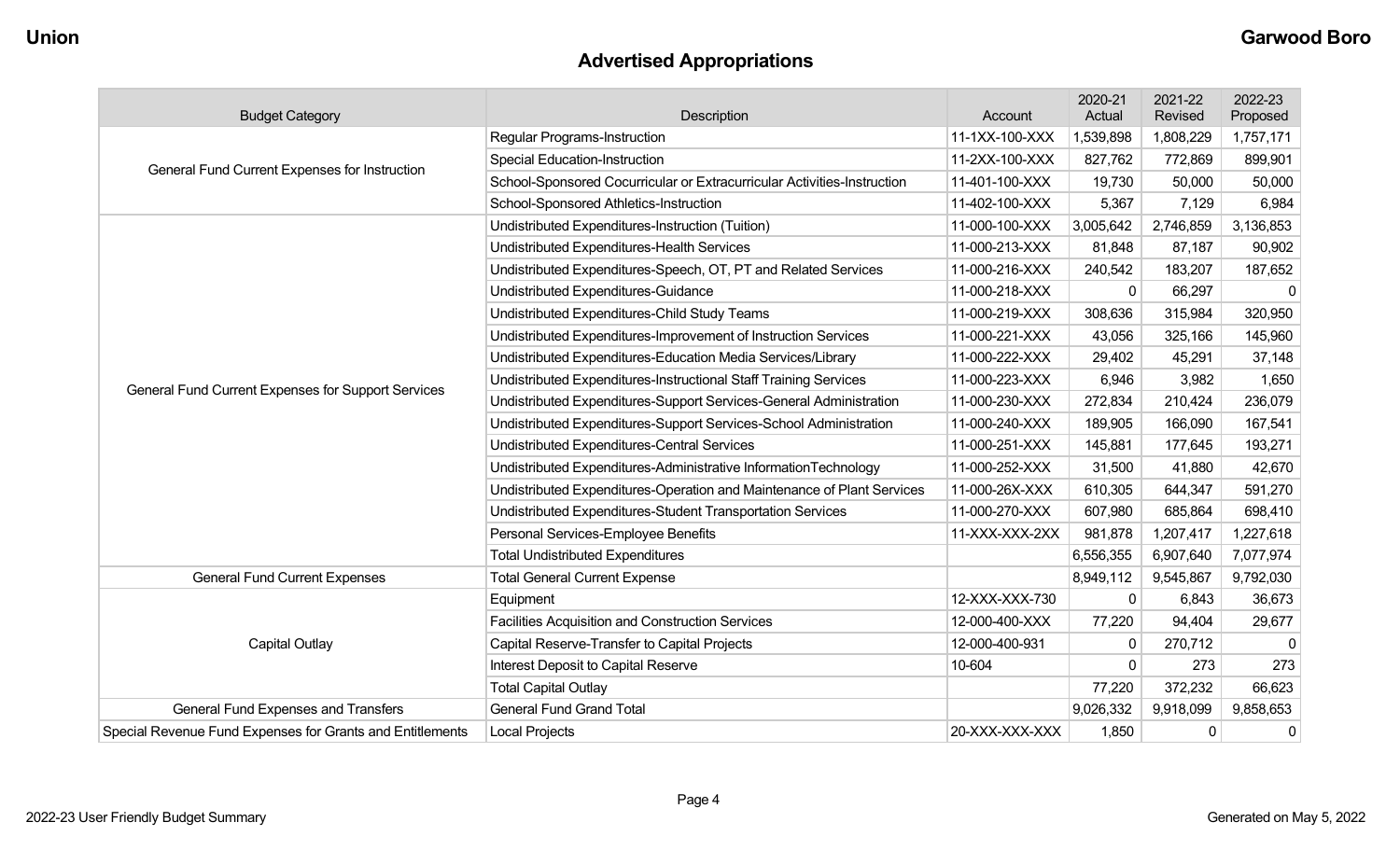# Advertised Appropriations

| Budget Category | Description | Account | 2020-21 Actual | 2021-22 Revised | 2022-23 Proposed |
|---|---|---|---|---|---|
| General Fund Current Expenses for Instruction | Regular Programs-Instruction | 11-1XX-100-XXX | 1,539,898 | 1,808,229 | 1,757,171 |
| | Special Education-Instruction | 11-2XX-100-XXX | 827,762 | 772,869 | 899,901 |
| | School-Sponsored Cocurricular or Extracurricular Activities-Instruction | 11-401-100-XXX | 19,730 | 50,000 | 50,000 |
| | School-Sponsored Athletics-Instruction | 11-402-100-XXX | 5,367 | 7,129 | 6,984 |
| General Fund Current Expenses for Support Services | Undistributed Expenditures-Instruction (Tuition) | 11-000-100-XXX | 3,005,642 | 2,746,859 | 3,136,853 |
| | Undistributed Expenditures-Health Services | 11-000-213-XXX | 81,848 | 87,187 | 90,902 |
| | Undistributed Expenditures-Speech, OT, PT and Related Services | 11-000-216-XXX | 240,542 | 183,207 | 187,652 |
| | Undistributed Expenditures-Guidance | 11-000-218-XXX | 0 | 66,297 | 0 |
| | Undistributed Expenditures-Child Study Teams | 11-000-219-XXX | 308,636 | 315,984 | 320,950 |
| | Undistributed Expenditures-Improvement of Instruction Services | 11-000-221-XXX | 43,056 | 325,166 | 145,960 |
| | Undistributed Expenditures-Education Media Services/Library | 11-000-222-XXX | 29,402 | 45,291 | 37,148 |
| | Undistributed Expenditures-Instructional Staff Training Services | 11-000-223-XXX | 6,946 | 3,982 | 1,650 |
| | Undistributed Expenditures-Support Services-General Administration | 11-000-230-XXX | 272,834 | 210,424 | 236,079 |
| | Undistributed Expenditures-Support Services-School Administration | 11-000-240-XXX | 189,905 | 166,090 | 167,541 |
| | Undistributed Expenditures-Central Services | 11-000-251-XXX | 145,881 | 177,645 | 193,271 |
| | Undistributed Expenditures-Administrative InformationTechnology | 11-000-252-XXX | 31,500 | 41,880 | 42,670 |
| | Undistributed Expenditures-Operation and Maintenance of Plant Services | 11-000-26X-XXX | 610,305 | 644,347 | 591,270 |
| | Undistributed Expenditures-Student Transportation Services | 11-000-270-XXX | 607,980 | 685,864 | 698,410 |
| | Personal Services-Employee Benefits | 11-XXX-XXX-2XX | 981,878 | 1,207,417 | 1,227,618 |
| | Total Undistributed Expenditures | | 6,556,355 | 6,907,640 | 7,077,974 |
| General Fund Current Expenses | Total General Current Expense | | 8,949,112 | 9,545,867 | 9,792,030 |
| Capital Outlay | Equipment | 12-XXX-XXX-730 | 0 | 6,843 | 36,673 |
| | Facilities Acquisition and Construction Services | 12-000-400-XXX | 77,220 | 94,404 | 29,677 |
| | Capital Reserve-Transfer to Capital Projects | 12-000-400-931 | 0 | 270,712 | 0 |
| | Interest Deposit to Capital Reserve | 10-604 | 0 | 273 | 273 |
| | Total Capital Outlay | | 77,220 | 372,232 | 66,623 |
| General Fund Expenses and Transfers | General Fund Grand Total | | 9,026,332 | 9,918,099 | 9,858,653 |
| Special Revenue Fund Expenses for Grants and Entitlements | Local Projects | 20-XXX-XXX-XXX | 1,850 | 0 | 0 |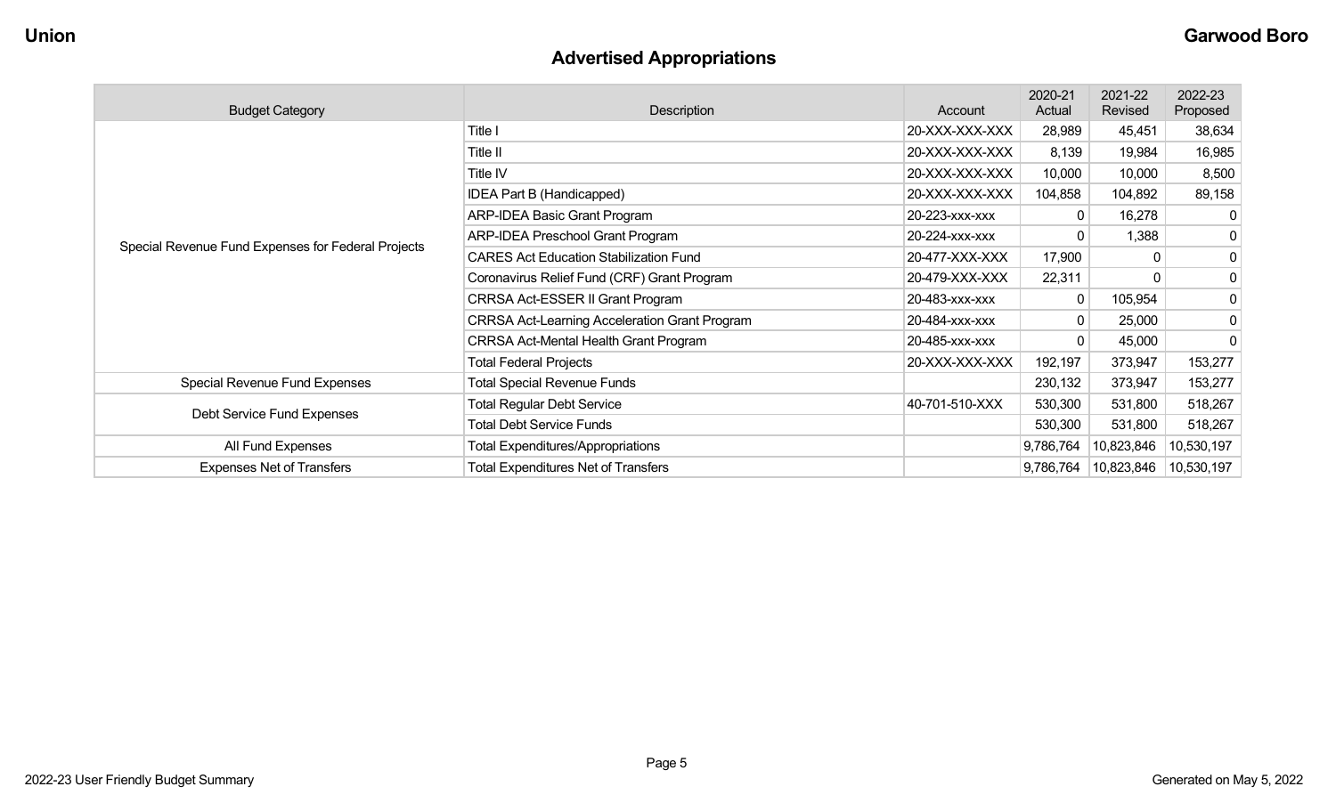## Advertised Appropriations

| Budget Category | Description | Account | 2020-21 Actual | 2021-22 Revised | 2022-23 Proposed |
|---|---|---|---|---|---|
| Special Revenue Fund Expenses for Federal Projects | Title I | 20-XXX-XXX-XXX | 28,989 | 45,451 | 38,634 |
| | Title II | 20-XXX-XXX-XXX | 8,139 | 19,984 | 16,985 |
| | Title IV | 20-XXX-XXX-XXX | 10,000 | 10,000 | 8,500 |
| | IDEA Part B (Handicapped) | 20-XXX-XXX-XXX | 104,858 | 104,892 | 89,158 |
| | ARP-IDEA Basic Grant Program | 20-223-xxx-xxx | 0 | 16,278 | 0 |
| | ARP-IDEA Preschool Grant Program | 20-224-xxx-xxx | 0 | 1,388 | 0 |
| | CARES Act Education Stabilization Fund | 20-477-XXX-XXX | 17,900 | 0 | 0 |
| | Coronavirus Relief Fund (CRF) Grant Program | 20-479-XXX-XXX | 22,311 | 0 | 0 |
| | CRRSA Act-ESSER II Grant Program | 20-483-xxx-xxx | 0 | 105,954 | 0 |
| | CRRSA Act-Learning Acceleration Grant Program | 20-484-xxx-xxx | 0 | 25,000 | 0 |
| | CRRSA Act-Mental Health Grant Program | 20-485-xxx-xxx | 0 | 45,000 | 0 |
| | Total Federal Projects | 20-XXX-XXX-XXX | 192,197 | 373,947 | 153,277 |
| Special Revenue Fund Expenses | Total Special Revenue Funds | | 230,132 | 373,947 | 153,277 |
| Debt Service Fund Expenses | Total Regular Debt Service | 40-701-510-XXX | 530,300 | 531,800 | 518,267 |
| | Total Debt Service Funds | | 530,300 | 531,800 | 518,267 |
| All Fund Expenses | Total Expenditures/Appropriations | | 9,786,764 | 10,823,846 | 10,530,197 |
| Expenses Net of Transfers | Total Expenditures Net of Transfers | | 9,786,764 | 10,823,846 | 10,530,197 |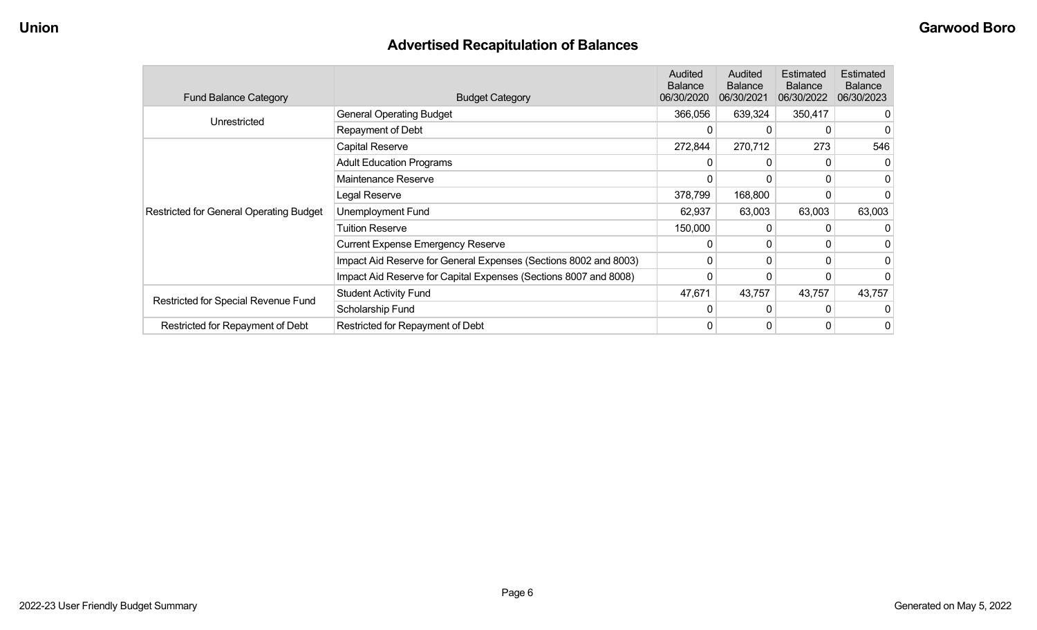# Advertised Recapitulation of Balances

| Fund Balance Category | Budget Category | Audited Balance 06/30/2020 | Audited Balance 06/30/2021 | Estimated Balance 06/30/2022 | Estimated Balance 06/30/2023 |
|---|---|---|---|---|---|
| Unrestricted | General Operating Budget | 366,056 | 639,324 | 350,417 | 0 |
| | Repayment of Debt | 0 | 0 | 0 | 0 |
| Restricted for General Operating Budget | Capital Reserve | 272,844 | 270,712 | 273 | 546 |
| | Adult Education Programs | 0 | 0 | 0 | 0 |
| | Maintenance Reserve | 0 | 0 | 0 | 0 |
| | Legal Reserve | 378,799 | 168,800 | 0 | 0 |
| | Unemployment Fund | 62,937 | 63,003 | 63,003 | 63,003 |
| | Tuition Reserve | 150,000 | 0 | 0 | 0 |
| | Current Expense Emergency Reserve | 0 | 0 | 0 | 0 |
| | Impact Aid Reserve for General Expenses (Sections 8002 and 8003) | 0 | 0 | 0 | 0 |
| | Impact Aid Reserve for Capital Expenses (Sections 8007 and 8008) | 0 | 0 | 0 | 0 |
| Restricted for Special Revenue Fund | Student Activity Fund | 47,671 | 43,757 | 43,757 | 43,757 |
| | Scholarship Fund | 0 | 0 | 0 | 0 |
| Restricted for Repayment of Debt | Restricted for Repayment of Debt | 0 | 0 | 0 | 0 |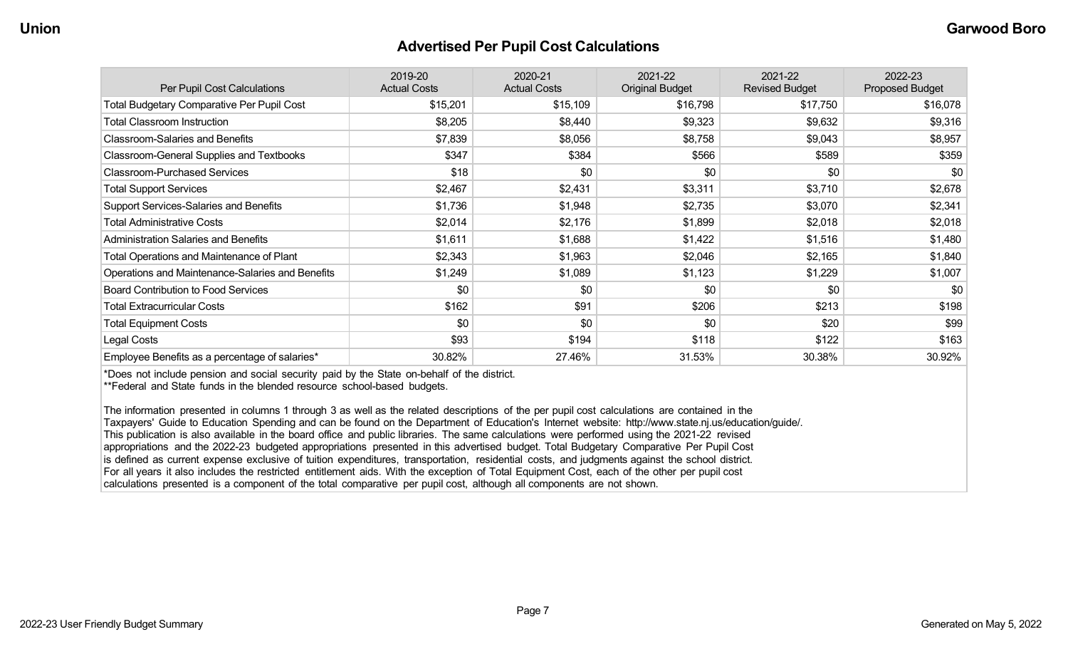## Advertised Per Pupil Cost Calculations

| Per Pupil Cost Calculations | 2019-20 Actual Costs | 2020-21 Actual Costs | 2021-22 Original Budget | 2021-22 Revised Budget | 2022-23 Proposed Budget |
|---|---|---|---|---|---|
| Total Budgetary Comparative Per Pupil Cost | $15,201 | $15,109 | $16,798 | $17,750 | $16,078 |
| Total Classroom Instruction | $8,205 | $8,440 | $9,323 | $9,632 | $9,316 |
| Classroom-Salaries and Benefits | $7,839 | $8,056 | $8,758 | $9,043 | $8,957 |
| Classroom-General Supplies and Textbooks | $347 | $384 | $566 | $589 | $359 |
| Classroom-Purchased Services | $18 | $0 | $0 | $0 | $0 |
| Total Support Services | $2,467 | $2,431 | $3,311 | $3,710 | $2,678 |
| Support Services-Salaries and Benefits | $1,736 | $1,948 | $2,735 | $3,070 | $2,341 |
| Total Administrative Costs | $2,014 | $2,176 | $1,899 | $2,018 | $2,018 |
| Administration Salaries and Benefits | $1,611 | $1,688 | $1,422 | $1,516 | $1,480 |
| Total Operations and Maintenance of Plant | $2,343 | $1,963 | $2,046 | $2,165 | $1,840 |
| Operations and Maintenance-Salaries and Benefits | $1,249 | $1,089 | $1,123 | $1,229 | $1,007 |
| Board Contribution to Food Services | $0 | $0 | $0 | $0 | $0 |
| Total Extracurricular Costs | $162 | $91 | $206 | $213 | $198 |
| Total Equipment Costs | $0 | $0 | $0 | $20 | $99 |
| Legal Costs | $93 | $194 | $118 | $122 | $163 |
| Employee Benefits as a percentage of salaries* | 30.82% | 27.46% | 31.53% | 30.38% | 30.92% |

*Does not include pension and social security paid by the State on-behalf of the district.
**Federal and State funds in the blended resource school-based budgets.

The information presented in columns 1 through 3 as well as the related descriptions of the per pupil cost calculations are contained in the Taxpayers' Guide to Education Spending and can be found on the Department of Education's Internet website: http://www.state.nj.us/education/guide/. This publication is also available in the board office and public libraries. The same calculations were performed using the 2021-22 revised appropriations and the 2022-23 budgeted appropriations presented in this advertised budget. Total Budgetary Comparative Per Pupil Cost is defined as current expense exclusive of tuition expenditures, transportation, residential costs, and judgments against the school district. For all years it also includes the restricted entitlement aids. With the exception of Total Equipment Cost, each of the other per pupil cost calculations presented is a component of the total comparative per pupil cost, although all components are not shown.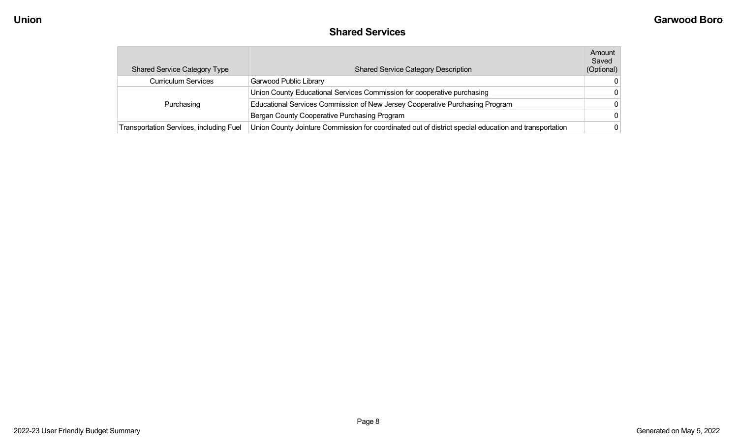## Shared Services

| Shared Service Category Type | Shared Service Category Description | Amount Saved (Optional) |
|---|---|---|
| Curriculum Services | Garwood Public Library | 0 |
| Purchasing | Union County Educational Services Commission for cooperative purchasing | 0 |
| | Educational Services Commission of New Jersey Cooperative Purchasing Program | 0 |
| | Bergan County Cooperative Purchasing Program | 0 |
| Transportation Services, including Fuel | Union County Jointure Commission for coordinated out of district special education and transportation | 0 |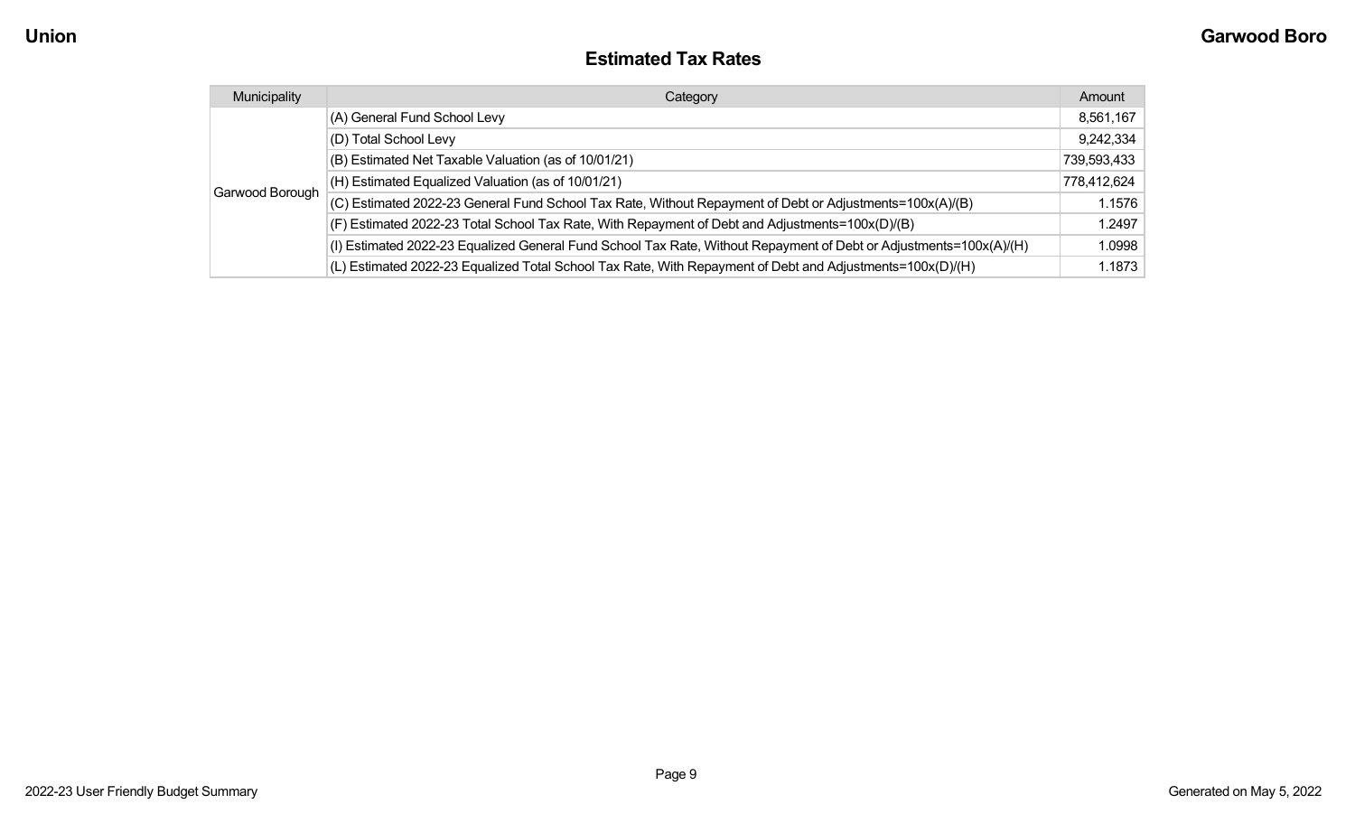## Estimated Tax Rates

| Municipality | Category | Amount |
|---|---|---|
| Garwood Borough | (A) General Fund School Levy | 8,561,167 |
| | (D) Total School Levy | 9,242,334 |
| | (B) Estimated Net Taxable Valuation (as of 10/01/21) | 739,593,433 |
| | (H) Estimated Equalized Valuation (as of 10/01/21) | 778,412,624 |
| | (C) Estimated 2022-23 General Fund School Tax Rate, Without Repayment of Debt or Adjustments=100x(A)/(B) | 1.1576 |
| | (F) Estimated 2022-23 Total School Tax Rate, With Repayment of Debt and Adjustments=100x(D)/(B) | 1.2497 |
| | (I) Estimated 2022-23 Equalized General Fund School Tax Rate, Without Repayment of Debt or Adjustments=100x(A)/(H) | 1.0998 |
| | (L) Estimated 2022-23 Equalized Total School Tax Rate, With Repayment of Debt and Adjustments=100x(D)/(H) | 1.1873 |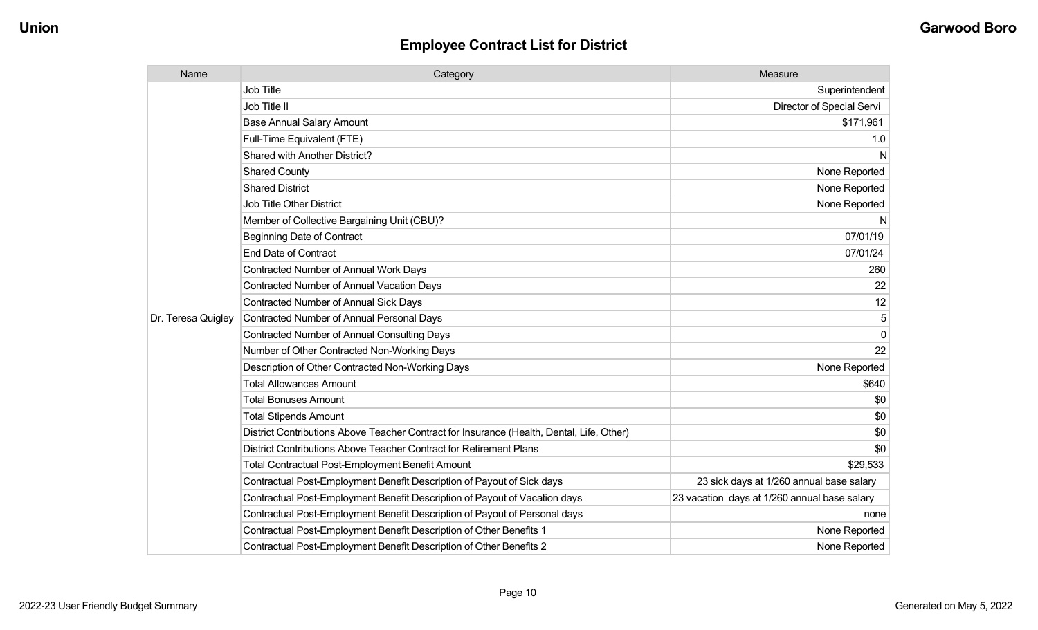## Employee Contract List for District

| Name | Category | Measure |
|---|---|---|
| Dr. Teresa Quigley | Job Title | Superintendent |
| | Job Title II | Director of Special Servi |
| | Base Annual Salary Amount | $171,961 |
| | Full-Time Equivalent (FTE) | 1.0 |
| | Shared with Another District? | N |
| | Shared County | None Reported |
| | Shared District | None Reported |
| | Job Title Other District | None Reported |
| | Member of Collective Bargaining Unit (CBU)? | N |
| | Beginning Date of Contract | 07/01/19 |
| | End Date of Contract | 07/01/24 |
| | Contracted Number of Annual Work Days | 260 |
| | Contracted Number of Annual Vacation Days | 22 |
| | Contracted Number of Annual Sick Days | 12 |
| | Contracted Number of Annual Personal Days | 5 |
| | Contracted Number of Annual Consulting Days | 0 |
| | Number of Other Contracted Non-Working Days | 22 |
| | Description of Other Contracted Non-Working Days | None Reported |
| | Total Allowances Amount | $640 |
| | Total Bonuses Amount | $0 |
| | Total Stipends Amount | $0 |
| | District Contributions Above Teacher Contract for Insurance (Health, Dental, Life, Other) | $0 |
| | District Contributions Above Teacher Contract for Retirement Plans | $0 |
| | Total Contractual Post-Employment Benefit Amount | $29,533 |
| | Contractual Post-Employment Benefit Description of Payout of Sick days | 23 sick days at 1/260 annual base salary |
| | Contractual Post-Employment Benefit Description of Payout of Vacation days | 23 vacation days at 1/260 annual base salary |
| | Contractual Post-Employment Benefit Description of Payout of Personal days | none |
| | Contractual Post-Employment Benefit Description of Other Benefits 1 | None Reported |
| | Contractual Post-Employment Benefit Description of Other Benefits 2 | None Reported |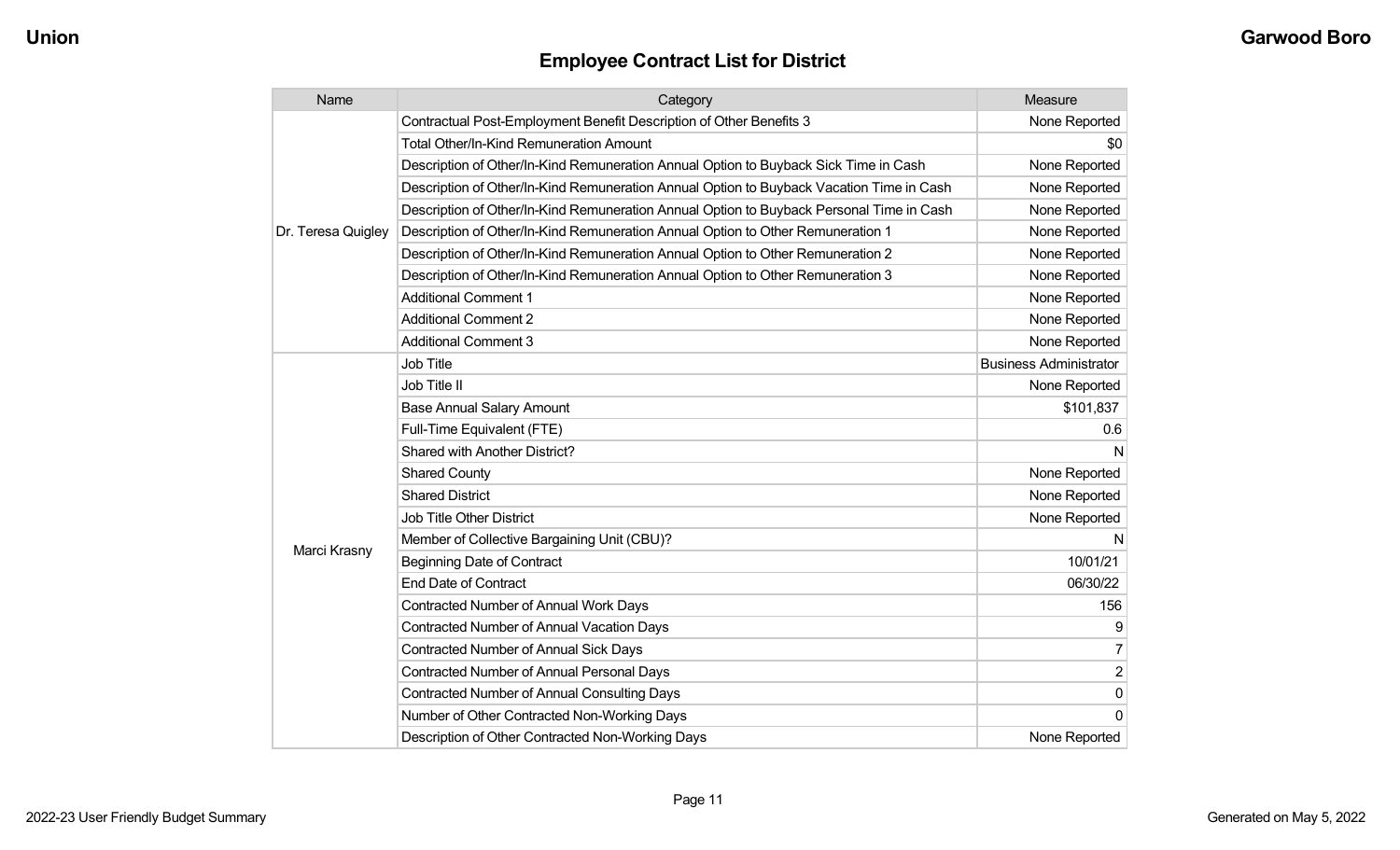## Employee Contract List for District

| Name | Category | Measure |
|---|---|---|
| Dr. Teresa Quigley | Contractual Post-Employment Benefit Description of Other Benefits 3 | None Reported |
| | Total Other/In-Kind Remuneration Amount | $0 |
| | Description of Other/In-Kind Remuneration Annual Option to Buyback Sick Time in Cash | None Reported |
| | Description of Other/In-Kind Remuneration Annual Option to Buyback Vacation Time in Cash | None Reported |
| | Description of Other/In-Kind Remuneration Annual Option to Buyback Personal Time in Cash | None Reported |
| | Description of Other/In-Kind Remuneration Annual Option to Other Remuneration 1 | None Reported |
| | Description of Other/In-Kind Remuneration Annual Option to Other Remuneration 2 | None Reported |
| | Description of Other/In-Kind Remuneration Annual Option to Other Remuneration 3 | None Reported |
| | Additional Comment 1 | None Reported |
| | Additional Comment 2 | None Reported |
| | Additional Comment 3 | None Reported |
| Marci Krasny | Job Title | Business Administrator |
| | Job Title II | None Reported |
| | Base Annual Salary Amount | $101,837 |
| | Full-Time Equivalent (FTE) | 0.6 |
| | Shared with Another District? | N |
| | Shared County | None Reported |
| | Shared District | None Reported |
| | Job Title Other District | None Reported |
| | Member of Collective Bargaining Unit (CBU)? | N |
| | Beginning Date of Contract | 10/01/21 |
| | End Date of Contract | 06/30/22 |
| | Contracted Number of Annual Work Days | 156 |
| | Contracted Number of Annual Vacation Days | 9 |
| | Contracted Number of Annual Sick Days | 7 |
| | Contracted Number of Annual Personal Days | 2 |
| | Contracted Number of Annual Consulting Days | 0 |
| | Number of Other Contracted Non-Working Days | 0 |
| | Description of Other Contracted Non-Working Days | None Reported |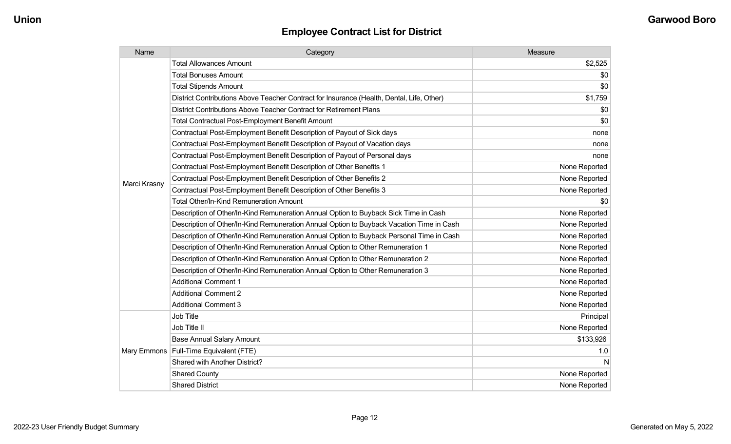## Employee Contract List for District

| Name | Category | Measure |
|---|---|---|
| Marci Krasny | Total Allowances Amount | $2,525 |
| | Total Bonuses Amount | $0 |
| | Total Stipends Amount | $0 |
| | District Contributions Above Teacher Contract for Insurance (Health, Dental, Life, Other) | $1,759 |
| | District Contributions Above Teacher Contract for Retirement Plans | $0 |
| | Total Contractual Post-Employment Benefit Amount | $0 |
| | Contractual Post-Employment Benefit Description of Payout of Sick days | none |
| | Contractual Post-Employment Benefit Description of Payout of Vacation days | none |
| | Contractual Post-Employment Benefit Description of Payout of Personal days | none |
| | Contractual Post-Employment Benefit Description of Other Benefits 1 | None Reported |
| | Contractual Post-Employment Benefit Description of Other Benefits 2 | None Reported |
| | Contractual Post-Employment Benefit Description of Other Benefits 3 | None Reported |
| | Total Other/In-Kind Remuneration Amount | $0 |
| | Description of Other/In-Kind Remuneration Annual Option to Buyback Sick Time in Cash | None Reported |
| | Description of Other/In-Kind Remuneration Annual Option to Buyback Vacation Time in Cash | None Reported |
| | Description of Other/In-Kind Remuneration Annual Option to Buyback Personal Time in Cash | None Reported |
| | Description of Other/In-Kind Remuneration Annual Option to Other Remuneration 1 | None Reported |
| | Description of Other/In-Kind Remuneration Annual Option to Other Remuneration 2 | None Reported |
| | Description of Other/In-Kind Remuneration Annual Option to Other Remuneration 3 | None Reported |
| | Additional Comment 1 | None Reported |
| | Additional Comment 2 | None Reported |
| | Additional Comment 3 | None Reported |
| Mary Emmons | Job Title | Principal |
| | Job Title II | None Reported |
| | Base Annual Salary Amount | $133,926 |
| | Full-Time Equivalent (FTE) | 1.0 |
| | Shared with Another District? | N |
| | Shared County | None Reported |
| | Shared District | None Reported |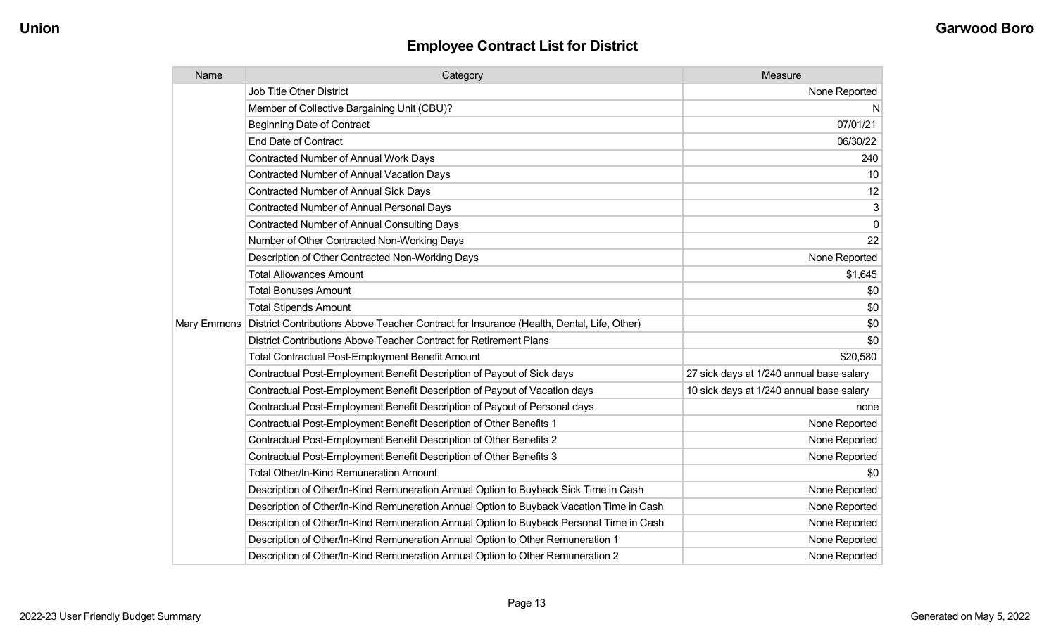## Employee Contract List for District

| Name | Category | Measure |
|---|---|---|
| Mary Emmons | Job Title Other District | None Reported |
| | Member of Collective Bargaining Unit (CBU)? | N |
| | Beginning Date of Contract | 07/01/21 |
| | End Date of Contract | 06/30/22 |
| | Contracted Number of Annual Work Days | 240 |
| | Contracted Number of Annual Vacation Days | 10 |
| | Contracted Number of Annual Sick Days | 12 |
| | Contracted Number of Annual Personal Days | 3 |
| | Contracted Number of Annual Consulting Days | 0 |
| | Number of Other Contracted Non-Working Days | 22 |
| | Description of Other Contracted Non-Working Days | None Reported |
| | Total Allowances Amount | $1,645 |
| | Total Bonuses Amount | $0 |
| | Total Stipends Amount | $0 |
| | District Contributions Above Teacher Contract for Insurance (Health, Dental, Life, Other) | $0 |
| | District Contributions Above Teacher Contract for Retirement Plans | $0 |
| | Total Contractual Post-Employment Benefit Amount | $20,580 |
| | Contractual Post-Employment Benefit Description of Payout of Sick days | 27 sick days at 1/240 annual base salary |
| | Contractual Post-Employment Benefit Description of Payout of Vacation days | 10 sick days at 1/240 annual base salary |
| | Contractual Post-Employment Benefit Description of Payout of Personal days | none |
| | Contractual Post-Employment Benefit Description of Other Benefits 1 | None Reported |
| | Contractual Post-Employment Benefit Description of Other Benefits 2 | None Reported |
| | Contractual Post-Employment Benefit Description of Other Benefits 3 | None Reported |
| | Total Other/In-Kind Remuneration Amount | $0 |
| | Description of Other/In-Kind Remuneration Annual Option to Buyback Sick Time in Cash | None Reported |
| | Description of Other/In-Kind Remuneration Annual Option to Buyback Vacation Time in Cash | None Reported |
| | Description of Other/In-Kind Remuneration Annual Option to Buyback Personal Time in Cash | None Reported |
| | Description of Other/In-Kind Remuneration Annual Option to Other Remuneration 1 | None Reported |
| | Description of Other/In-Kind Remuneration Annual Option to Other Remuneration 2 | None Reported |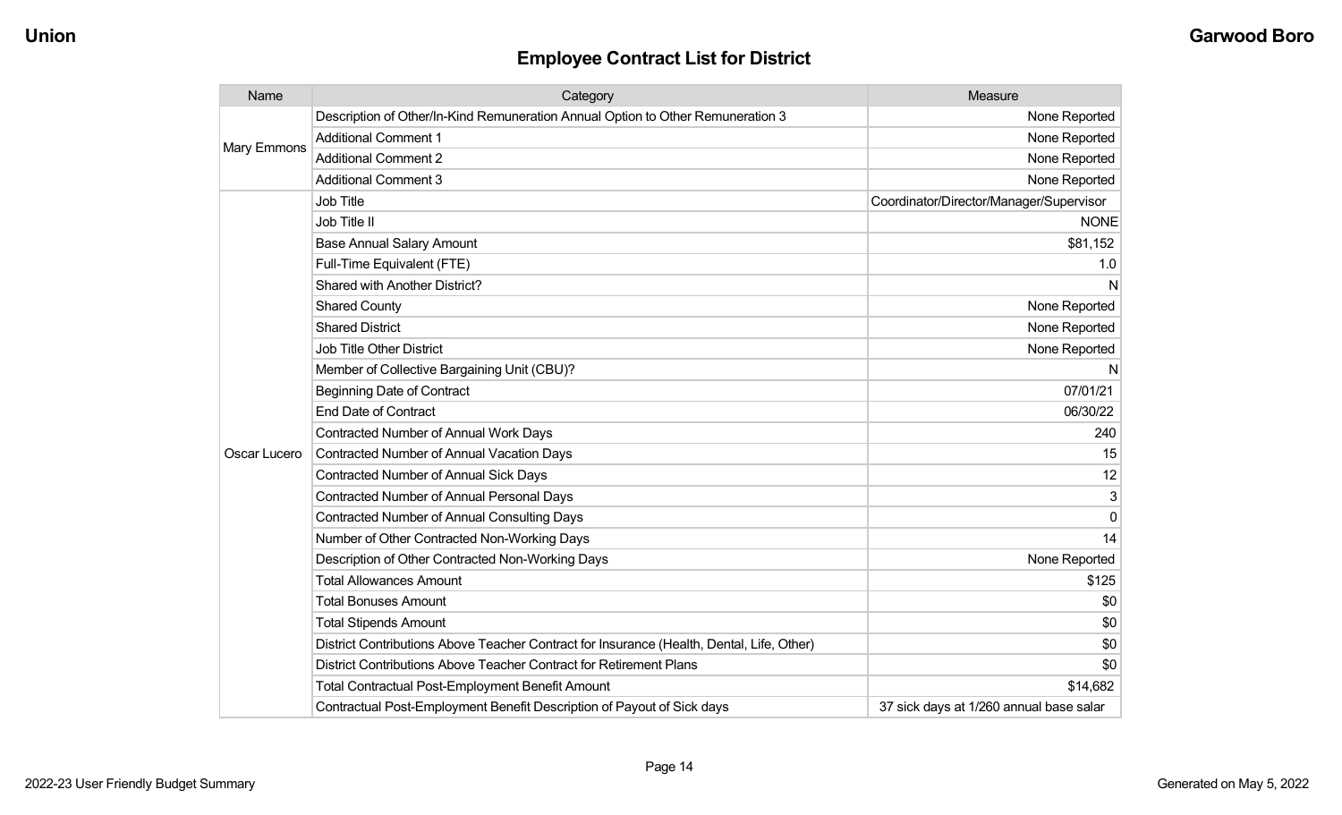## Employee Contract List for District

| Name | Category | Measure |
|---|---|---|
| Mary Emmons | Description of Other/In-Kind Remuneration Annual Option to Other Remuneration 3 | None Reported |
| | Additional Comment 1 | None Reported |
| | Additional Comment 2 | None Reported |
| | Additional Comment 3 | None Reported |
| Oscar Lucero | Job Title | Coordinator/Director/Manager/Supervisor |
| | Job Title II | NONE |
| | Base Annual Salary Amount | $81,152 |
| | Full-Time Equivalent (FTE) | 1.0 |
| | Shared with Another District? | N |
| | Shared County | None Reported |
| | Shared District | None Reported |
| | Job Title Other District | None Reported |
| | Member of Collective Bargaining Unit (CBU)? | N |
| | Beginning Date of Contract | 07/01/21 |
| | End Date of Contract | 06/30/22 |
| | Contracted Number of Annual Work Days | 240 |
| | Contracted Number of Annual Vacation Days | 15 |
| | Contracted Number of Annual Sick Days | 12 |
| | Contracted Number of Annual Personal Days | 3 |
| | Contracted Number of Annual Consulting Days | 0 |
| | Number of Other Contracted Non-Working Days | 14 |
| | Description of Other Contracted Non-Working Days | None Reported |
| | Total Allowances Amount | $125 |
| | Total Bonuses Amount | $0 |
| | Total Stipends Amount | $0 |
| | District Contributions Above Teacher Contract for Insurance (Health, Dental, Life, Other) | $0 |
| | District Contributions Above Teacher Contract for Retirement Plans | $0 |
| | Total Contractual Post-Employment Benefit Amount | $14,682 |
| | Contractual Post-Employment Benefit Description of Payout of Sick days | 37 sick days at 1/260 annual base salar |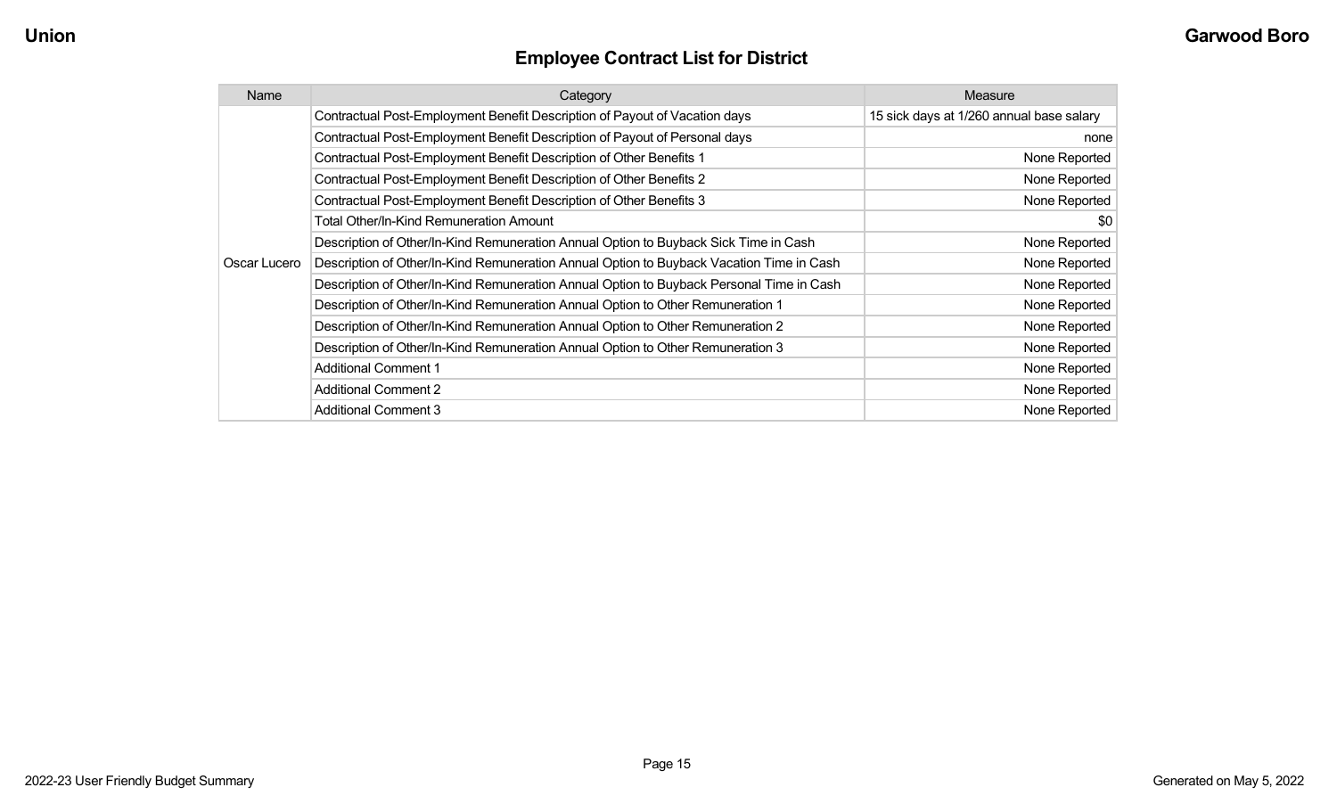## Employee Contract List for District

| Name | Category | Measure |
|---|---|---|
| Oscar Lucero | Contractual Post-Employment Benefit Description of Payout of Vacation days | 15 sick days at 1/260 annual base salary |
| | Contractual Post-Employment Benefit Description of Payout of Personal days | none |
| | Contractual Post-Employment Benefit Description of Other Benefits 1 | None Reported |
| | Contractual Post-Employment Benefit Description of Other Benefits 2 | None Reported |
| | Contractual Post-Employment Benefit Description of Other Benefits 3 | None Reported |
| | Total Other/In-Kind Remuneration Amount | $0 |
| | Description of Other/In-Kind Remuneration Annual Option to Buyback Sick Time in Cash | None Reported |
| | Description of Other/In-Kind Remuneration Annual Option to Buyback Vacation Time in Cash | None Reported |
| | Description of Other/In-Kind Remuneration Annual Option to Buyback Personal Time in Cash | None Reported |
| | Description of Other/In-Kind Remuneration Annual Option to Other Remuneration 1 | None Reported |
| | Description of Other/In-Kind Remuneration Annual Option to Other Remuneration 2 | None Reported |
| | Description of Other/In-Kind Remuneration Annual Option to Other Remuneration 3 | None Reported |
| | Additional Comment 1 | None Reported |
| | Additional Comment 2 | None Reported |
| | Additional Comment 3 | None Reported |